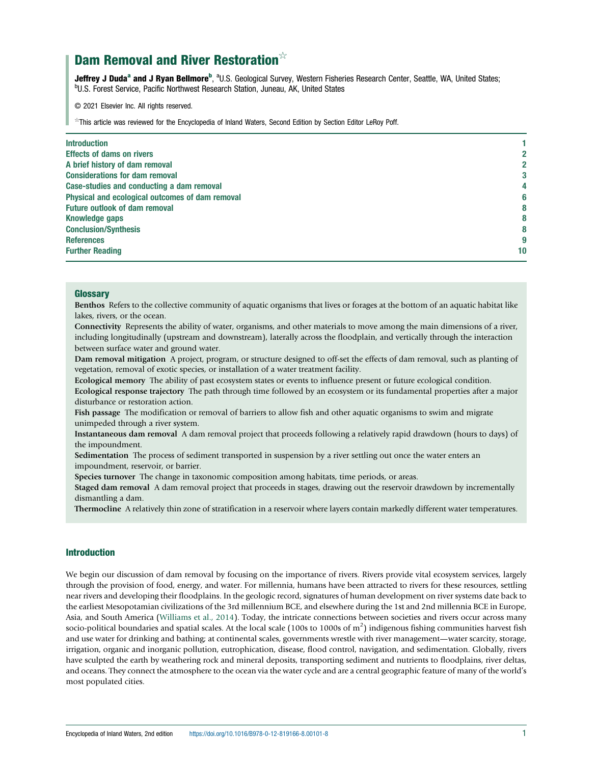# Dam Removal and River Restoration☆

**Jeffrey J Duda**[a] **and J Ryan Bellmore**[b], [a]U.S. Geological Survey, Western Fisheries Research Center, Seattle, WA, United States; [b]U.S. Forest Service, Pacific Northwest Research Station, Juneau, AK, United States

© 2021 Elsevier Inc. All rights reserved.

☆This article was reviewed for the Encyclopedia of Inland Waters, Second Edition by Section Editor LeRoy Poff.

| | |
|---|---|
| Introduction | 1 |
| Effects of dams on rivers | 2 |
| A brief history of dam removal | 2 |
| Considerations for dam removal | 3 |
| Case-studies and conducting a dam removal | 4 |
| Physical and ecological outcomes of dam removal | 6 |
| Future outlook of dam removal | 8 |
| Knowledge gaps | 8 |
| Conclusion/Synthesis | 8 |
| References | 9 |
| Further Reading | 10 |

### Glossary

**Benthos** Refers to the collective community of aquatic organisms that lives or forages at the bottom of an aquatic habitat like lakes, rivers, or the ocean.

**Connectivity** Represents the ability of water, organisms, and other materials to move among the main dimensions of a river, including longitudinally (upstream and downstream), laterally across the floodplain, and vertically through the interaction between surface water and ground water.

**Dam removal mitigation** A project, program, or structure designed to off-set the effects of dam removal, such as planting of vegetation, removal of exotic species, or installation of a water treatment facility.

**Ecological memory** The ability of past ecosystem states or events to influence present or future ecological condition.

**Ecological response trajectory** The path through time followed by an ecosystem or its fundamental properties after a major disturbance or restoration action.

**Fish passage** The modification or removal of barriers to allow fish and other aquatic organisms to swim and migrate unimpeded through a river system.

**Instantaneous dam removal** A dam removal project that proceeds following a relatively rapid drawdown (hours to days) of the impoundment.

**Sedimentation** The process of sediment transported in suspension by a river settling out once the water enters an impoundment, reservoir, or barrier.

**Species turnover** The change in taxonomic composition among habitats, time periods, or areas.

**Staged dam removal** A dam removal project that proceeds in stages, drawing out the reservoir drawdown by incrementally dismantling a dam.

**Thermocline** A relatively thin zone of stratification in a reservoir where layers contain markedly different water temperatures.

## Introduction

We begin our discussion of dam removal by focusing on the importance of rivers. Rivers provide vital ecosystem services, largely through the provision of food, energy, and water. For millennia, humans have been attracted to rivers for these resources, settling near rivers and developing their floodplains. In the geologic record, signatures of human development on river systems date back to the earliest Mesopotamian civilizations of the 3rd millennium BCE, and elsewhere during the 1st and 2nd millennia BCE in Europe, Asia, and South America (Williams et al., 2014). Today, the intricate connections between societies and rivers occur across many socio-political boundaries and spatial scales. At the local scale (100s to 1000s of $m^2$) indigenous fishing communities harvest fish and use water for drinking and bathing; at continental scales, governments wrestle with river management—water scarcity, storage, irrigation, organic and inorganic pollution, eutrophication, disease, flood control, navigation, and sedimentation. Globally, rivers have sculpted the earth by weathering rock and mineral deposits, transporting sediment and nutrients to floodplains, river deltas, and oceans. They connect the atmosphere to the ocean via the water cycle and are a central geographic feature of many of the world's most populated cities.

Encyclopedia of Inland Waters, 2nd edition https://doi.org/10.1016/B978-0-12-819166-8.00101-8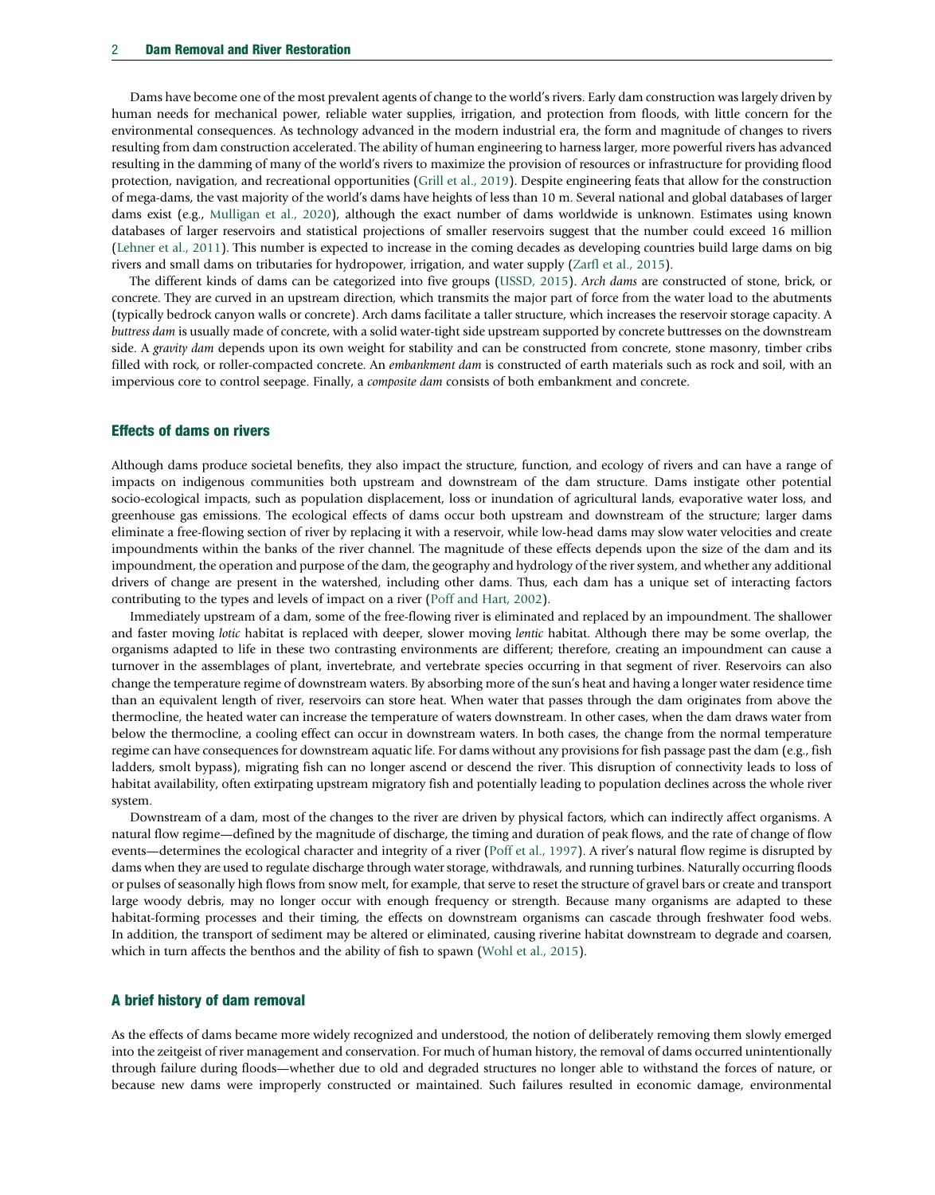Dams have become one of the most prevalent agents of change to the world's rivers. Early dam construction was largely driven by human needs for mechanical power, reliable water supplies, irrigation, and protection from floods, with little concern for the environmental consequences. As technology advanced in the modern industrial era, the form and magnitude of changes to rivers resulting from dam construction accelerated. The ability of human engineering to harness larger, more powerful rivers has advanced resulting in the damming of many of the world's rivers to maximize the provision of resources or infrastructure for providing flood protection, navigation, and recreational opportunities (Grill et al., 2019). Despite engineering feats that allow for the construction of mega-dams, the vast majority of the world's dams have heights of less than 10 m. Several national and global databases of larger dams exist (e.g., Mulligan et al., 2020), although the exact number of dams worldwide is unknown. Estimates using known databases of larger reservoirs and statistical projections of smaller reservoirs suggest that the number could exceed 16 million (Lehner et al., 2011). This number is expected to increase in the coming decades as developing countries build large dams on big rivers and small dams on tributaries for hydropower, irrigation, and water supply (Zarfl et al., 2015).

The different kinds of dams can be categorized into five groups (USSD, 2015). *Arch dams* are constructed of stone, brick, or concrete. They are curved in an upstream direction, which transmits the major part of force from the water load to the abutments (typically bedrock canyon walls or concrete). Arch dams facilitate a taller structure, which increases the reservoir storage capacity. A *buttress dam* is usually made of concrete, with a solid water-tight side upstream supported by concrete buttresses on the downstream side. A *gravity dam* depends upon its own weight for stability and can be constructed from concrete, stone masonry, timber cribs filled with rock, or roller-compacted concrete. An *embankment dam* is constructed of earth materials such as rock and soil, with an impervious core to control seepage. Finally, a *composite dam* consists of both embankment and concrete.

## Effects of dams on rivers

Although dams produce societal benefits, they also impact the structure, function, and ecology of rivers and can have a range of impacts on indigenous communities both upstream and downstream of the dam structure. Dams instigate other potential socio-ecological impacts, such as population displacement, loss or inundation of agricultural lands, evaporative water loss, and greenhouse gas emissions. The ecological effects of dams occur both upstream and downstream of the structure; larger dams eliminate a free-flowing section of river by replacing it with a reservoir, while low-head dams may slow water velocities and create impoundments within the banks of the river channel. The magnitude of these effects depends upon the size of the dam and its impoundment, the operation and purpose of the dam, the geography and hydrology of the river system, and whether any additional drivers of change are present in the watershed, including other dams. Thus, each dam has a unique set of interacting factors contributing to the types and levels of impact on a river (Poff and Hart, 2002).

Immediately upstream of a dam, some of the free-flowing river is eliminated and replaced by an impoundment. The shallower and faster moving *lotic* habitat is replaced with deeper, slower moving *lentic* habitat. Although there may be some overlap, the organisms adapted to life in these two contrasting environments are different; therefore, creating an impoundment can cause a turnover in the assemblages of plant, invertebrate, and vertebrate species occurring in that segment of river. Reservoirs can also change the temperature regime of downstream waters. By absorbing more of the sun's heat and having a longer water residence time than an equivalent length of river, reservoirs can store heat. When water that passes through the dam originates from above the thermocline, the heated water can increase the temperature of waters downstream. In other cases, when the dam draws water from below the thermocline, a cooling effect can occur in downstream waters. In both cases, the change from the normal temperature regime can have consequences for downstream aquatic life. For dams without any provisions for fish passage past the dam (e.g., fish ladders, smolt bypass), migrating fish can no longer ascend or descend the river. This disruption of connectivity leads to loss of habitat availability, often extirpating upstream migratory fish and potentially leading to population declines across the whole river system.

Downstream of a dam, most of the changes to the river are driven by physical factors, which can indirectly affect organisms. A natural flow regime—defined by the magnitude of discharge, the timing and duration of peak flows, and the rate of change of flow events—determines the ecological character and integrity of a river (Poff et al., 1997). A river's natural flow regime is disrupted by dams when they are used to regulate discharge through water storage, withdrawals, and running turbines. Naturally occurring floods or pulses of seasonally high flows from snow melt, for example, that serve to reset the structure of gravel bars or create and transport large woody debris, may no longer occur with enough frequency or strength. Because many organisms are adapted to these habitat-forming processes and their timing, the effects on downstream organisms can cascade through freshwater food webs. In addition, the transport of sediment may be altered or eliminated, causing riverine habitat downstream to degrade and coarsen, which in turn affects the benthos and the ability of fish to spawn (Wohl et al., 2015).

## A brief history of dam removal

As the effects of dams became more widely recognized and understood, the notion of deliberately removing them slowly emerged into the zeitgeist of river management and conservation. For much of human history, the removal of dams occurred unintentionally through failure during floods—whether due to old and degraded structures no longer able to withstand the forces of nature, or because new dams were improperly constructed or maintained. Such failures resulted in economic damage, environmental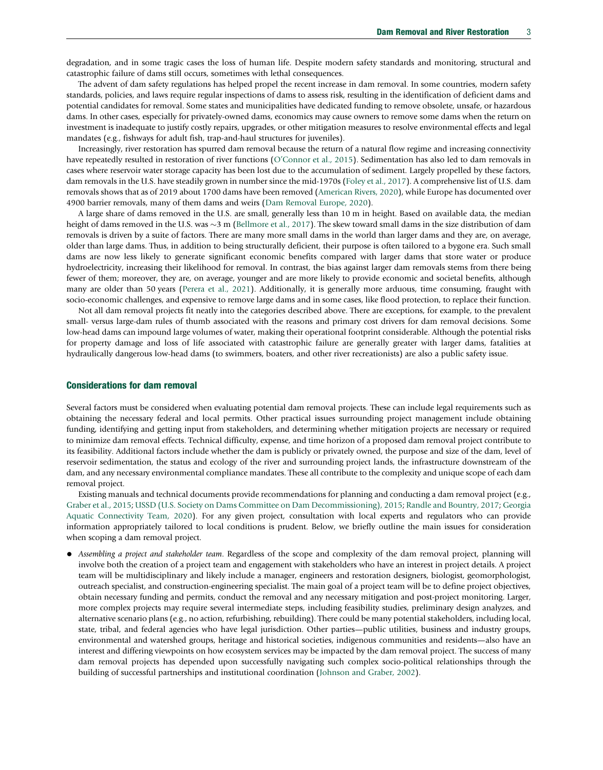degradation, and in some tragic cases the loss of human life. Despite modern safety standards and monitoring, structural and catastrophic failure of dams still occurs, sometimes with lethal consequences.

The advent of dam safety regulations has helped propel the recent increase in dam removal. In some countries, modern safety standards, policies, and laws require regular inspections of dams to assess risk, resulting in the identification of deficient dams and potential candidates for removal. Some states and municipalities have dedicated funding to remove obsolete, unsafe, or hazardous dams. In other cases, especially for privately-owned dams, economics may cause owners to remove some dams when the return on investment is inadequate to justify costly repairs, upgrades, or other mitigation measures to resolve environmental effects and legal mandates (e.g., fishways for adult fish, trap-and-haul structures for juveniles).

Increasingly, river restoration has spurred dam removal because the return of a natural flow regime and increasing connectivity have repeatedly resulted in restoration of river functions (O'Connor et al., 2015). Sedimentation has also led to dam removals in cases where reservoir water storage capacity has been lost due to the accumulation of sediment. Largely propelled by these factors, dam removals in the U.S. have steadily grown in number since the mid-1970s (Foley et al., 2017). A comprehensive list of U.S. dam removals shows that as of 2019 about 1700 dams have been removed (American Rivers, 2020), while Europe has documented over 4900 barrier removals, many of them dams and weirs (Dam Removal Europe, 2020).

A large share of dams removed in the U.S. are small, generally less than 10 m in height. Based on available data, the median height of dams removed in the U.S. was ~3 m (Bellmore et al., 2017). The skew toward small dams in the size distribution of dam removals is driven by a suite of factors. There are many more small dams in the world than larger dams and they are, on average, older than large dams. Thus, in addition to being structurally deficient, their purpose is often tailored to a bygone era. Such small dams are now less likely to generate significant economic benefits compared with larger dams that store water or produce hydroelectricity, increasing their likelihood for removal. In contrast, the bias against larger dam removals stems from there being fewer of them; moreover, they are, on average, younger and are more likely to provide economic and societal benefits, although many are older than 50 years (Perera et al., 2021). Additionally, it is generally more arduous, time consuming, fraught with socio-economic challenges, and expensive to remove large dams and in some cases, like flood protection, to replace their function.

Not all dam removal projects fit neatly into the categories described above. There are exceptions, for example, to the prevalent small- versus large-dam rules of thumb associated with the reasons and primary cost drivers for dam removal decisions. Some low-head dams can impound large volumes of water, making their operational footprint considerable. Although the potential risks for property damage and loss of life associated with catastrophic failure are generally greater with larger dams, fatalities at hydraulically dangerous low-head dams (to swimmers, boaters, and other river recreationists) are also a public safety issue.

## Considerations for dam removal

Several factors must be considered when evaluating potential dam removal projects. These can include legal requirements such as obtaining the necessary federal and local permits. Other practical issues surrounding project management include obtaining funding, identifying and getting input from stakeholders, and determining whether mitigation projects are necessary or required to minimize dam removal effects. Technical difficulty, expense, and time horizon of a proposed dam removal project contribute to its feasibility. Additional factors include whether the dam is publicly or privately owned, the purpose and size of the dam, level of reservoir sedimentation, the status and ecology of the river and surrounding project lands, the infrastructure downstream of the dam, and any necessary environmental compliance mandates. These all contribute to the complexity and unique scope of each dam removal project.

Existing manuals and technical documents provide recommendations for planning and conducting a dam removal project (e.g., Graber et al., 2015; USSD (U.S. Society on Dams Committee on Dam Decommissioning), 2015; Randle and Bountry, 2017; Georgia Aquatic Connectivity Team, 2020). For any given project, consultation with local experts and regulators who can provide information appropriately tailored to local conditions is prudent. Below, we briefly outline the main issues for consideration when scoping a dam removal project.

- *Assembling a project and stakeholder team*. Regardless of the scope and complexity of the dam removal project, planning will involve both the creation of a project team and engagement with stakeholders who have an interest in project details. A project team will be multidisciplinary and likely include a manager, engineers and restoration designers, biologist, geomorphologist, outreach specialist, and construction-engineering specialist. The main goal of a project team will be to define project objectives, obtain necessary funding and permits, conduct the removal and any necessary mitigation and post-project monitoring. Larger, more complex projects may require several intermediate steps, including feasibility studies, preliminary design analyzes, and alternative scenario plans (e.g., no action, refurbishing, rebuilding). There could be many potential stakeholders, including local, state, tribal, and federal agencies who have legal jurisdiction. Other parties—public utilities, business and industry groups, environmental and watershed groups, heritage and historical societies, indigenous communities and residents—also have an interest and differing viewpoints on how ecosystem services may be impacted by the dam removal project. The success of many dam removal projects has depended upon successfully navigating such complex socio-political relationships through the building of successful partnerships and institutional coordination (Johnson and Graber, 2002).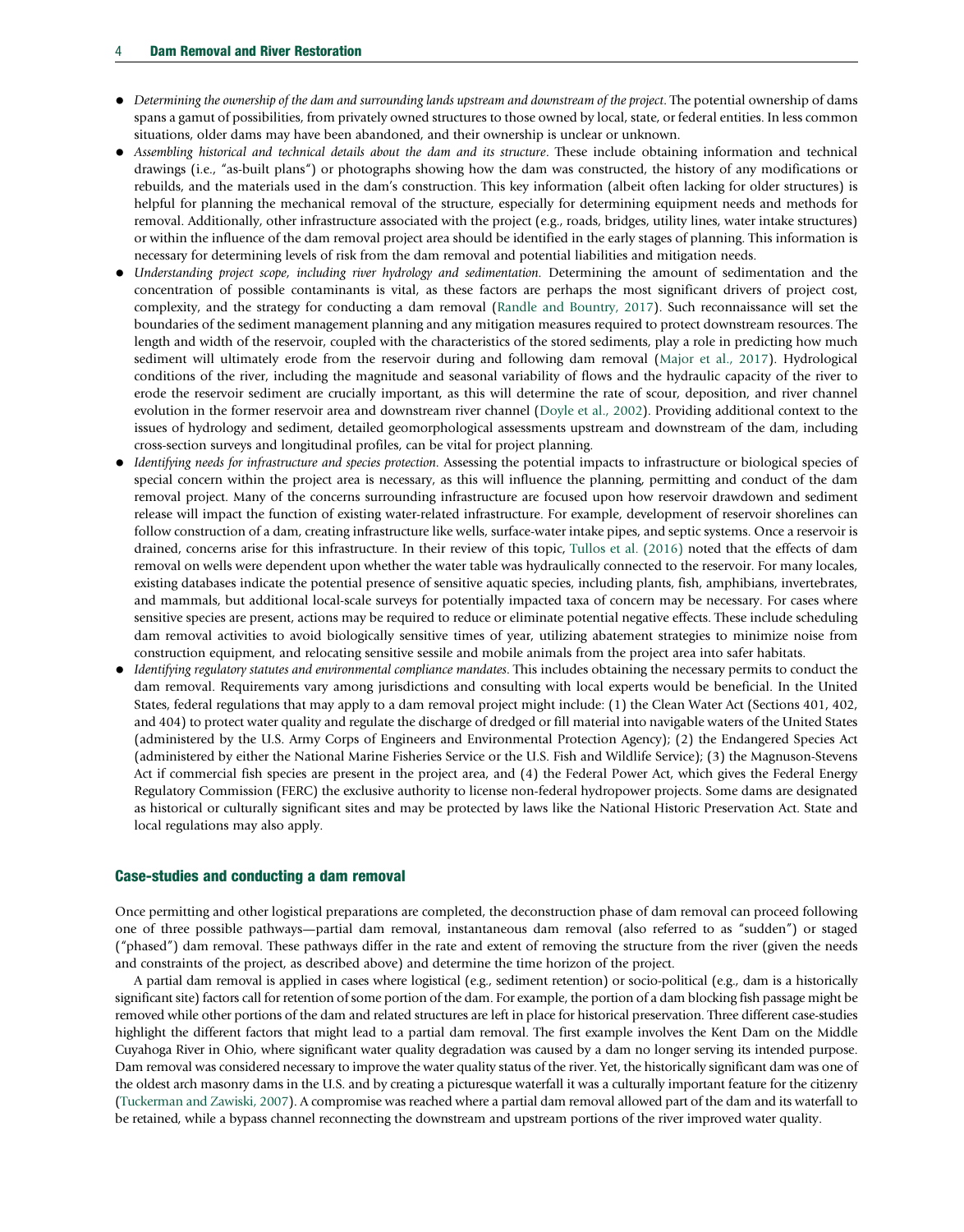- *Determining the ownership of the dam and surrounding lands upstream and downstream of the project*. The potential ownership of dams spans a gamut of possibilities, from privately owned structures to those owned by local, state, or federal entities. In less common situations, older dams may have been abandoned, and their ownership is unclear or unknown.
- *Assembling historical and technical details about the dam and its structure*. These include obtaining information and technical drawings (i.e., "as-built plans") or photographs showing how the dam was constructed, the history of any modifications or rebuilds, and the materials used in the dam's construction. This key information (albeit often lacking for older structures) is helpful for planning the mechanical removal of the structure, especially for determining equipment needs and methods for removal. Additionally, other infrastructure associated with the project (e.g., roads, bridges, utility lines, water intake structures) or within the influence of the dam removal project area should be identified in the early stages of planning. This information is necessary for determining levels of risk from the dam removal and potential liabilities and mitigation needs.
- *Understanding project scope, including river hydrology and sedimentation.* Determining the amount of sedimentation and the concentration of possible contaminants is vital, as these factors are perhaps the most significant drivers of project cost, complexity, and the strategy for conducting a dam removal (Randle and Bountry, 2017). Such reconnaissance will set the boundaries of the sediment management planning and any mitigation measures required to protect downstream resources. The length and width of the reservoir, coupled with the characteristics of the stored sediments, play a role in predicting how much sediment will ultimately erode from the reservoir during and following dam removal (Major et al., 2017). Hydrological conditions of the river, including the magnitude and seasonal variability of flows and the hydraulic capacity of the river to erode the reservoir sediment are crucially important, as this will determine the rate of scour, deposition, and river channel evolution in the former reservoir area and downstream river channel (Doyle et al., 2002). Providing additional context to the issues of hydrology and sediment, detailed geomorphological assessments upstream and downstream of the dam, including cross-section surveys and longitudinal profiles, can be vital for project planning.
- *Identifying needs for infrastructure and species protection.* Assessing the potential impacts to infrastructure or biological species of special concern within the project area is necessary, as this will influence the planning, permitting and conduct of the dam removal project. Many of the concerns surrounding infrastructure are focused upon how reservoir drawdown and sediment release will impact the function of existing water-related infrastructure. For example, development of reservoir shorelines can follow construction of a dam, creating infrastructure like wells, surface-water intake pipes, and septic systems. Once a reservoir is drained, concerns arise for this infrastructure. In their review of this topic, Tullos et al. (2016) noted that the effects of dam removal on wells were dependent upon whether the water table was hydraulically connected to the reservoir. For many locales, existing databases indicate the potential presence of sensitive aquatic species, including plants, fish, amphibians, invertebrates, and mammals, but additional local-scale surveys for potentially impacted taxa of concern may be necessary. For cases where sensitive species are present, actions may be required to reduce or eliminate potential negative effects. These include scheduling dam removal activities to avoid biologically sensitive times of year, utilizing abatement strategies to minimize noise from construction equipment, and relocating sensitive sessile and mobile animals from the project area into safer habitats.
- *Identifying regulatory statutes and environmental compliance mandates*. This includes obtaining the necessary permits to conduct the dam removal. Requirements vary among jurisdictions and consulting with local experts would be beneficial. In the United States, federal regulations that may apply to a dam removal project might include: (1) the Clean Water Act (Sections 401, 402, and 404) to protect water quality and regulate the discharge of dredged or fill material into navigable waters of the United States (administered by the U.S. Army Corps of Engineers and Environmental Protection Agency); (2) the Endangered Species Act (administered by either the National Marine Fisheries Service or the U.S. Fish and Wildlife Service); (3) the Magnuson-Stevens Act if commercial fish species are present in the project area, and (4) the Federal Power Act, which gives the Federal Energy Regulatory Commission (FERC) the exclusive authority to license non-federal hydropower projects. Some dams are designated as historical or culturally significant sites and may be protected by laws like the National Historic Preservation Act. State and local regulations may also apply.

## Case-studies and conducting a dam removal

Once permitting and other logistical preparations are completed, the deconstruction phase of dam removal can proceed following one of three possible pathways—partial dam removal, instantaneous dam removal (also referred to as "sudden") or staged ("phased") dam removal. These pathways differ in the rate and extent of removing the structure from the river (given the needs and constraints of the project, as described above) and determine the time horizon of the project.

A partial dam removal is applied in cases where logistical (e.g., sediment retention) or socio-political (e.g., dam is a historically significant site) factors call for retention of some portion of the dam. For example, the portion of a dam blocking fish passage might be removed while other portions of the dam and related structures are left in place for historical preservation. Three different case-studies highlight the different factors that might lead to a partial dam removal. The first example involves the Kent Dam on the Middle Cuyahoga River in Ohio, where significant water quality degradation was caused by a dam no longer serving its intended purpose. Dam removal was considered necessary to improve the water quality status of the river. Yet, the historically significant dam was one of the oldest arch masonry dams in the U.S. and by creating a picturesque waterfall it was a culturally important feature for the citizenry (Tuckerman and Zawiski, 2007). A compromise was reached where a partial dam removal allowed part of the dam and its waterfall to be retained, while a bypass channel reconnecting the downstream and upstream portions of the river improved water quality.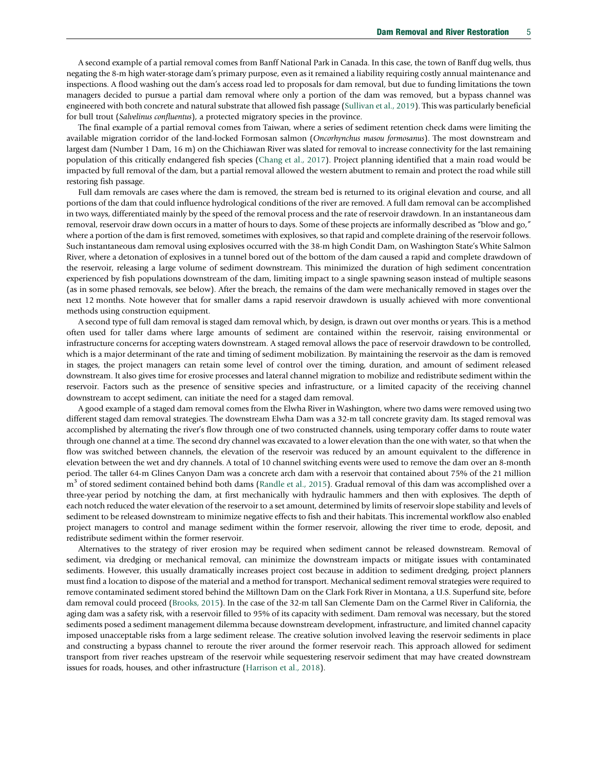A second example of a partial removal comes from Banff National Park in Canada. In this case, the town of Banff dug wells, thus negating the 8-m high water-storage dam's primary purpose, even as it remained a liability requiring costly annual maintenance and inspections. A flood washing out the dam's access road led to proposals for dam removal, but due to funding limitations the town managers decided to pursue a partial dam removal where only a portion of the dam was removed, but a bypass channel was engineered with both concrete and natural substrate that allowed fish passage (Sullivan et al., 2019). This was particularly beneficial for bull trout (*Salvelinus confluentus*), a protected migratory species in the province.

The final example of a partial removal comes from Taiwan, where a series of sediment retention check dams were limiting the available migration corridor of the land-locked Formosan salmon (*Oncorhynchus masou formosanus*). The most downstream and largest dam (Number 1 Dam, 16 m) on the Chichiawan River was slated for removal to increase connectivity for the last remaining population of this critically endangered fish species (Chang et al., 2017). Project planning identified that a main road would be impacted by full removal of the dam, but a partial removal allowed the western abutment to remain and protect the road while still restoring fish passage.

Full dam removals are cases where the dam is removed, the stream bed is returned to its original elevation and course, and all portions of the dam that could influence hydrological conditions of the river are removed. A full dam removal can be accomplished in two ways, differentiated mainly by the speed of the removal process and the rate of reservoir drawdown. In an instantaneous dam removal, reservoir draw down occurs in a matter of hours to days. Some of these projects are informally described as "blow and go," where a portion of the dam is first removed, sometimes with explosives, so that rapid and complete draining of the reservoir follows. Such instantaneous dam removal using explosives occurred with the 38-m high Condit Dam, on Washington State's White Salmon River, where a detonation of explosives in a tunnel bored out of the bottom of the dam caused a rapid and complete drawdown of the reservoir, releasing a large volume of sediment downstream. This minimized the duration of high sediment concentration experienced by fish populations downstream of the dam, limiting impact to a single spawning season instead of multiple seasons (as in some phased removals, see below). After the breach, the remains of the dam were mechanically removed in stages over the next 12 months. Note however that for smaller dams a rapid reservoir drawdown is usually achieved with more conventional methods using construction equipment.

A second type of full dam removal is staged dam removal which, by design, is drawn out over months or years. This is a method often used for taller dams where large amounts of sediment are contained within the reservoir, raising environmental or infrastructure concerns for accepting waters downstream. A staged removal allows the pace of reservoir drawdown to be controlled, which is a major determinant of the rate and timing of sediment mobilization. By maintaining the reservoir as the dam is removed in stages, the project managers can retain some level of control over the timing, duration, and amount of sediment released downstream. It also gives time for erosive processes and lateral channel migration to mobilize and redistribute sediment within the reservoir. Factors such as the presence of sensitive species and infrastructure, or a limited capacity of the receiving channel downstream to accept sediment, can initiate the need for a staged dam removal.

A good example of a staged dam removal comes from the Elwha River in Washington, where two dams were removed using two different staged dam removal strategies. The downstream Elwha Dam was a 32-m tall concrete gravity dam. Its staged removal was accomplished by alternating the river's flow through one of two constructed channels, using temporary coffer dams to route water through one channel at a time. The second dry channel was excavated to a lower elevation than the one with water, so that when the flow was switched between channels, the elevation of the reservoir was reduced by an amount equivalent to the difference in elevation between the wet and dry channels. A total of 10 channel switching events were used to remove the dam over an 8-month period. The taller 64-m Glines Canyon Dam was a concrete arch dam with a reservoir that contained about 75% of the 21 million $m^3$ of stored sediment contained behind both dams (Randle et al., 2015). Gradual removal of this dam was accomplished over a three-year period by notching the dam, at first mechanically with hydraulic hammers and then with explosives. The depth of each notch reduced the water elevation of the reservoir to a set amount, determined by limits of reservoir slope stability and levels of sediment to be released downstream to minimize negative effects to fish and their habitats. This incremental workflow also enabled project managers to control and manage sediment within the former reservoir, allowing the river time to erode, deposit, and redistribute sediment within the former reservoir.

Alternatives to the strategy of river erosion may be required when sediment cannot be released downstream. Removal of sediment, via dredging or mechanical removal, can minimize the downstream impacts or mitigate issues with contaminated sediments. However, this usually dramatically increases project cost because in addition to sediment dredging, project planners must find a location to dispose of the material and a method for transport. Mechanical sediment removal strategies were required to remove contaminated sediment stored behind the Milltown Dam on the Clark Fork River in Montana, a U.S. Superfund site, before dam removal could proceed (Brooks, 2015). In the case of the 32-m tall San Clemente Dam on the Carmel River in California, the aging dam was a safety risk, with a reservoir filled to 95% of its capacity with sediment. Dam removal was necessary, but the stored sediments posed a sediment management dilemma because downstream development, infrastructure, and limited channel capacity imposed unacceptable risks from a large sediment release. The creative solution involved leaving the reservoir sediments in place and constructing a bypass channel to reroute the river around the former reservoir reach. This approach allowed for sediment transport from river reaches upstream of the reservoir while sequestering reservoir sediment that may have created downstream issues for roads, houses, and other infrastructure (Harrison et al., 2018).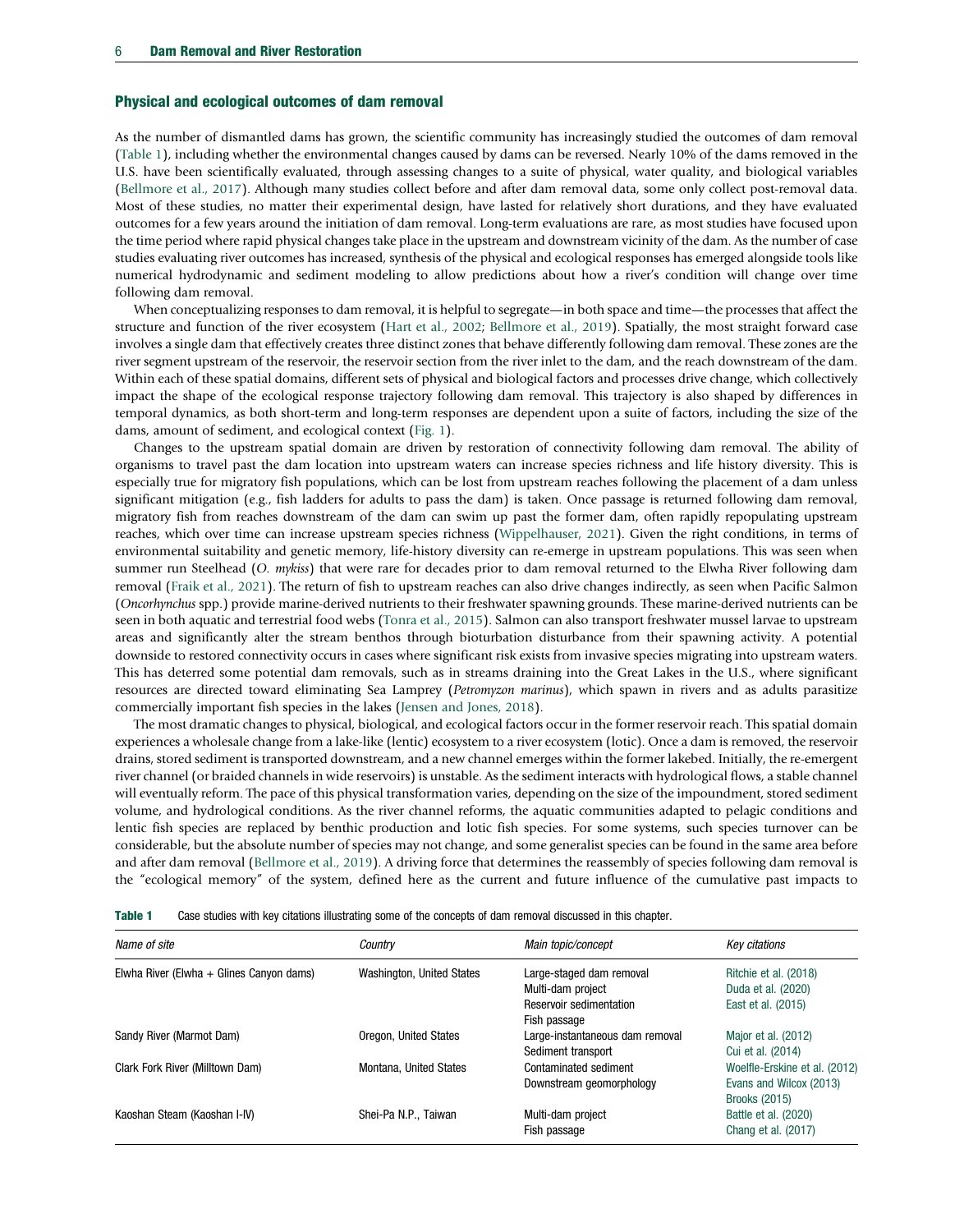## Physical and ecological outcomes of dam removal

As the number of dismantled dams has grown, the scientific community has increasingly studied the outcomes of dam removal (Table 1), including whether the environmental changes caused by dams can be reversed. Nearly 10% of the dams removed in the U.S. have been scientifically evaluated, through assessing changes to a suite of physical, water quality, and biological variables (Bellmore et al., 2017). Although many studies collect before and after dam removal data, some only collect post-removal data. Most of these studies, no matter their experimental design, have lasted for relatively short durations, and they have evaluated outcomes for a few years around the initiation of dam removal. Long-term evaluations are rare, as most studies have focused upon the time period where rapid physical changes take place in the upstream and downstream vicinity of the dam. As the number of case studies evaluating river outcomes has increased, synthesis of the physical and ecological responses has emerged alongside tools like numerical hydrodynamic and sediment modeling to allow predictions about how a river's condition will change over time following dam removal.

When conceptualizing responses to dam removal, it is helpful to segregate—in both space and time—the processes that affect the structure and function of the river ecosystem (Hart et al., 2002; Bellmore et al., 2019). Spatially, the most straight forward case involves a single dam that effectively creates three distinct zones that behave differently following dam removal. These zones are the river segment upstream of the reservoir, the reservoir section from the river inlet to the dam, and the reach downstream of the dam. Within each of these spatial domains, different sets of physical and biological factors and processes drive change, which collectively impact the shape of the ecological response trajectory following dam removal. This trajectory is also shaped by differences in temporal dynamics, as both short-term and long-term responses are dependent upon a suite of factors, including the size of the dams, amount of sediment, and ecological context (Fig. 1).

Changes to the upstream spatial domain are driven by restoration of connectivity following dam removal. The ability of organisms to travel past the dam location into upstream waters can increase species richness and life history diversity. This is especially true for migratory fish populations, which can be lost from upstream reaches following the placement of a dam unless significant mitigation (e.g., fish ladders for adults to pass the dam) is taken. Once passage is returned following dam removal, migratory fish from reaches downstream of the dam can swim up past the former dam, often rapidly repopulating upstream reaches, which over time can increase upstream species richness (Wippelhauser, 2021). Given the right conditions, in terms of environmental suitability and genetic memory, life-history diversity can re-emerge in upstream populations. This was seen when summer run Steelhead (*O. mykiss*) that were rare for decades prior to dam removal returned to the Elwha River following dam removal (Fraik et al., 2021). The return of fish to upstream reaches can also drive changes indirectly, as seen when Pacific Salmon (*Oncorhynchus* spp.) provide marine-derived nutrients to their freshwater spawning grounds. These marine-derived nutrients can be seen in both aquatic and terrestrial food webs (Tonra et al., 2015). Salmon can also transport freshwater mussel larvae to upstream areas and significantly alter the stream benthos through bioturbation disturbance from their spawning activity. A potential downside to restored connectivity occurs in cases where significant risk exists from invasive species migrating into upstream waters. This has deterred some potential dam removals, such as in streams draining into the Great Lakes in the U.S., where significant resources are directed toward eliminating Sea Lamprey (*Petromyzon marinus*), which spawn in rivers and as adults parasitize commercially important fish species in the lakes (Jensen and Jones, 2018).

The most dramatic changes to physical, biological, and ecological factors occur in the former reservoir reach. This spatial domain experiences a wholesale change from a lake-like (lentic) ecosystem to a river ecosystem (lotic). Once a dam is removed, the reservoir drains, stored sediment is transported downstream, and a new channel emerges within the former lakebed. Initially, the re-emergent river channel (or braided channels in wide reservoirs) is unstable. As the sediment interacts with hydrological flows, a stable channel will eventually reform. The pace of this physical transformation varies, depending on the size of the impoundment, stored sediment volume, and hydrological conditions. As the river channel reforms, the aquatic communities adapted to pelagic conditions and lentic fish species are replaced by benthic production and lotic fish species. For some systems, such species turnover can be considerable, but the absolute number of species may not change, and some generalist species can be found in the same area before and after dam removal (Bellmore et al., 2019). A driving force that determines the reassembly of species following dam removal is the "ecological memory" of the system, defined here as the current and future influence of the cumulative past impacts to

**Table 1** Case studies with key citations illustrating some of the concepts of dam removal discussed in this chapter.

| *Name of site* | *Country* | *Main topic/concept* | *Key citations* |
|---|---|---|---|
| Elwha River (Elwha + Glines Canyon dams) | Washington, United States | Large-staged dam removal<br>Multi-dam project<br>Reservoir sedimentation<br>Fish passage | Ritchie et al. (2018)<br>Duda et al. (2020)<br>East et al. (2015) |
| Sandy River (Marmot Dam) | Oregon, United States | Large-instantaneous dam removal<br>Sediment transport | Major et al. (2012)<br>Cui et al. (2014) |
| Clark Fork River (Milltown Dam) | Montana, United States | Contaminated sediment<br>Downstream geomorphology | Woelfle-Erskine et al. (2012)<br>Evans and Wilcox (2013)<br>Brooks (2015) |
| Kaoshan Steam (Kaoshan I-IV) | Shei-Pa N.P., Taiwan | Multi-dam project<br>Fish passage | Battle et al. (2020)<br>Chang et al. (2017) |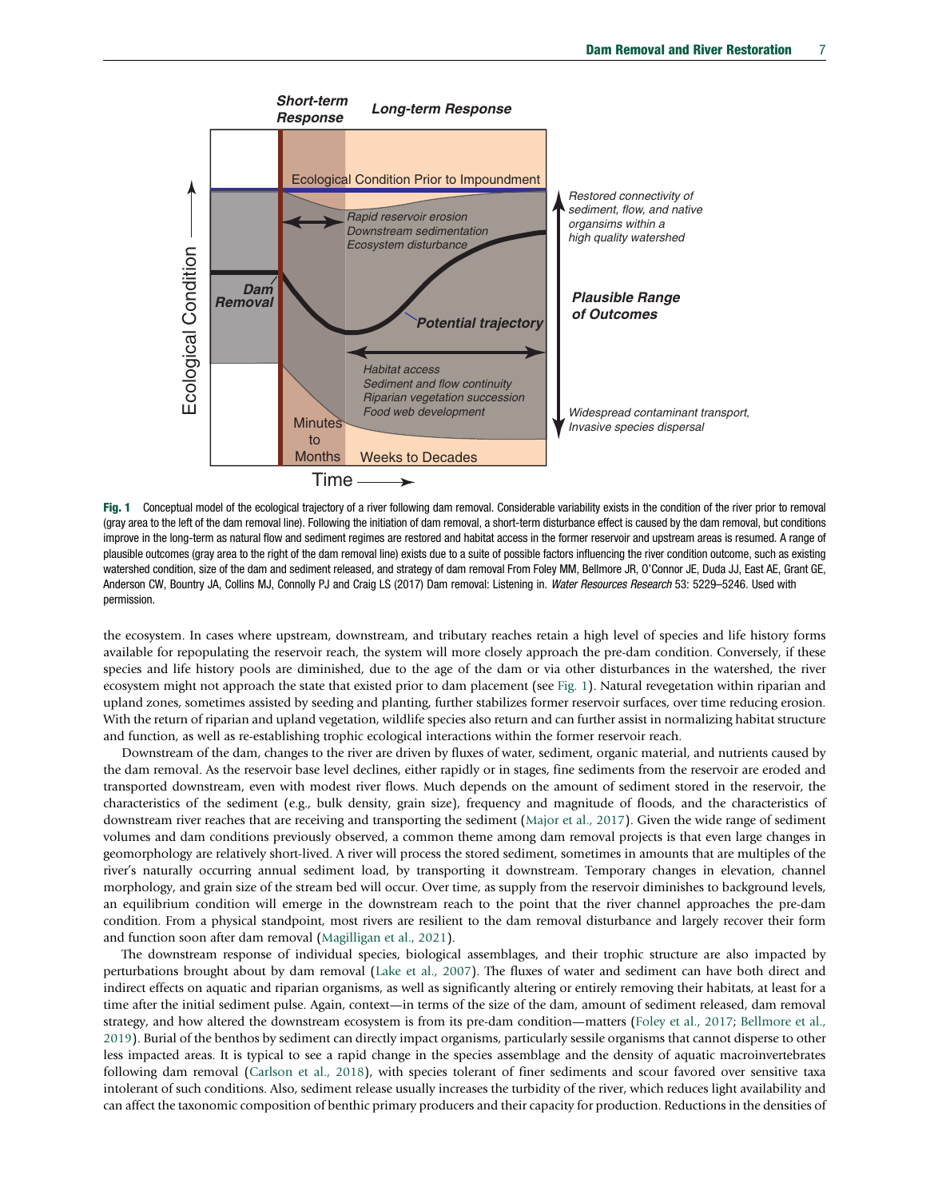**Fig. 1** Conceptual model of the ecological trajectory of a river following dam removal. Considerable variability exists in the condition of the river prior to removal (gray area to the left of the dam removal line). Following the initiation of dam removal, a short-term disturbance effect is caused by the dam removal, but conditions improve in the long-term as natural flow and sediment regimes are restored and habitat access in the former reservoir and upstream areas is resumed. A range of plausible outcomes (gray area to the right of the dam removal line) exists due to a suite of possible factors influencing the river condition outcome, such as existing watershed condition, size of the dam and sediment released, and strategy of dam removal From Foley MM, Bellmore JR, O'Connor JE, Duda JJ, East AE, Grant GE, Anderson CW, Bountry JA, Collins MJ, Connolly PJ and Craig LS (2017) Dam removal: Listening in. *Water Resources Research* 53: 5229–5246. Used with permission.

the ecosystem. In cases where upstream, downstream, and tributary reaches retain a high level of species and life history forms available for repopulating the reservoir reach, the system will more closely approach the pre-dam condition. Conversely, if these species and life history pools are diminished, due to the age of the dam or via other disturbances in the watershed, the river ecosystem might not approach the state that existed prior to dam placement (see Fig. 1). Natural revegetation within riparian and upland zones, sometimes assisted by seeding and planting, further stabilizes former reservoir surfaces, over time reducing erosion. With the return of riparian and upland vegetation, wildlife species also return and can further assist in normalizing habitat structure and function, as well as re-establishing trophic ecological interactions within the former reservoir reach.

Downstream of the dam, changes to the river are driven by fluxes of water, sediment, organic material, and nutrients caused by the dam removal. As the reservoir base level declines, either rapidly or in stages, fine sediments from the reservoir are eroded and transported downstream, even with modest river flows. Much depends on the amount of sediment stored in the reservoir, the characteristics of the sediment (e.g., bulk density, grain size), frequency and magnitude of floods, and the characteristics of downstream river reaches that are receiving and transporting the sediment (Major et al., 2017). Given the wide range of sediment volumes and dam conditions previously observed, a common theme among dam removal projects is that even large changes in geomorphology are relatively short-lived. A river will process the stored sediment, sometimes in amounts that are multiples of the river's naturally occurring annual sediment load, by transporting it downstream. Temporary changes in elevation, channel morphology, and grain size of the stream bed will occur. Over time, as supply from the reservoir diminishes to background levels, an equilibrium condition will emerge in the downstream reach to the point that the river channel approaches the pre-dam condition. From a physical standpoint, most rivers are resilient to the dam removal disturbance and largely recover their form and function soon after dam removal (Magilligan et al., 2021).

The downstream response of individual species, biological assemblages, and their trophic structure are also impacted by perturbations brought about by dam removal (Lake et al., 2007). The fluxes of water and sediment can have both direct and indirect effects on aquatic and riparian organisms, as well as significantly altering or entirely removing their habitats, at least for a time after the initial sediment pulse. Again, context—in terms of the size of the dam, amount of sediment released, dam removal strategy, and how altered the downstream ecosystem is from its pre-dam condition—matters (Foley et al., 2017; Bellmore et al., 2019). Burial of the benthos by sediment can directly impact organisms, particularly sessile organisms that cannot disperse to other less impacted areas. It is typical to see a rapid change in the species assemblage and the density of aquatic macroinvertebrates following dam removal (Carlson et al., 2018), with species tolerant of finer sediments and scour favored over sensitive taxa intolerant of such conditions. Also, sediment release usually increases the turbidity of the river, which reduces light availability and can affect the taxonomic composition of benthic primary producers and their capacity for production. Reductions in the densities of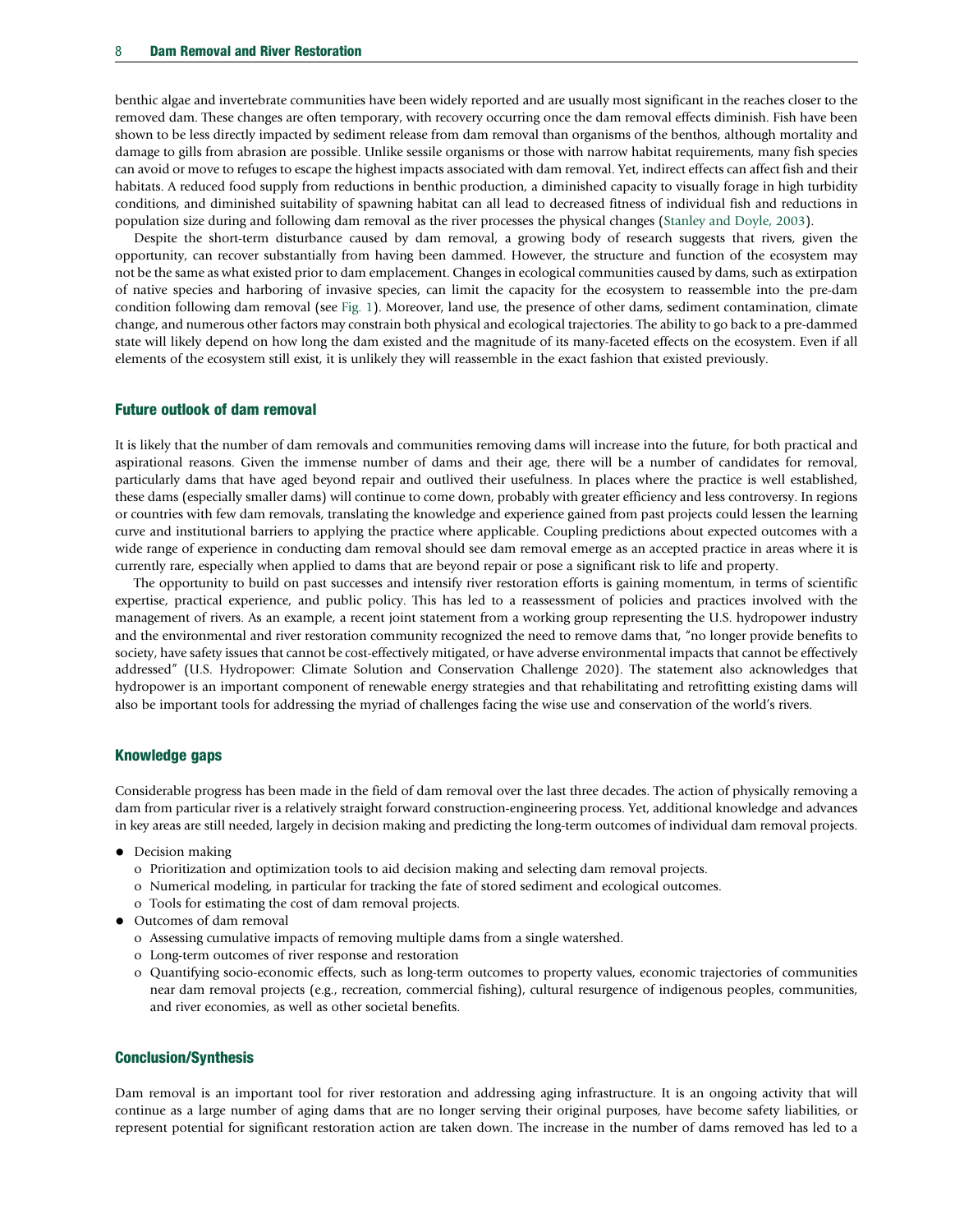benthic algae and invertebrate communities have been widely reported and are usually most significant in the reaches closer to the removed dam. These changes are often temporary, with recovery occurring once the dam removal effects diminish. Fish have been shown to be less directly impacted by sediment release from dam removal than organisms of the benthos, although mortality and damage to gills from abrasion are possible. Unlike sessile organisms or those with narrow habitat requirements, many fish species can avoid or move to refuges to escape the highest impacts associated with dam removal. Yet, indirect effects can affect fish and their habitats. A reduced food supply from reductions in benthic production, a diminished capacity to visually forage in high turbidity conditions, and diminished suitability of spawning habitat can all lead to decreased fitness of individual fish and reductions in population size during and following dam removal as the river processes the physical changes (Stanley and Doyle, 2003).

Despite the short-term disturbance caused by dam removal, a growing body of research suggests that rivers, given the opportunity, can recover substantially from having been dammed. However, the structure and function of the ecosystem may not be the same as what existed prior to dam emplacement. Changes in ecological communities caused by dams, such as extirpation of native species and harboring of invasive species, can limit the capacity for the ecosystem to reassemble into the pre-dam condition following dam removal (see Fig. 1). Moreover, land use, the presence of other dams, sediment contamination, climate change, and numerous other factors may constrain both physical and ecological trajectories. The ability to go back to a pre-dammed state will likely depend on how long the dam existed and the magnitude of its many-faceted effects on the ecosystem. Even if all elements of the ecosystem still exist, it is unlikely they will reassemble in the exact fashion that existed previously.

## Future outlook of dam removal

It is likely that the number of dam removals and communities removing dams will increase into the future, for both practical and aspirational reasons. Given the immense number of dams and their age, there will be a number of candidates for removal, particularly dams that have aged beyond repair and outlived their usefulness. In places where the practice is well established, these dams (especially smaller dams) will continue to come down, probably with greater efficiency and less controversy. In regions or countries with few dam removals, translating the knowledge and experience gained from past projects could lessen the learning curve and institutional barriers to applying the practice where applicable. Coupling predictions about expected outcomes with a wide range of experience in conducting dam removal should see dam removal emerge as an accepted practice in areas where it is currently rare, especially when applied to dams that are beyond repair or pose a significant risk to life and property.

The opportunity to build on past successes and intensify river restoration efforts is gaining momentum, in terms of scientific expertise, practical experience, and public policy. This has led to a reassessment of policies and practices involved with the management of rivers. As an example, a recent joint statement from a working group representing the U.S. hydropower industry and the environmental and river restoration community recognized the need to remove dams that, "no longer provide benefits to society, have safety issues that cannot be cost-effectively mitigated, or have adverse environmental impacts that cannot be effectively addressed" (U.S. Hydropower: Climate Solution and Conservation Challenge 2020). The statement also acknowledges that hydropower is an important component of renewable energy strategies and that rehabilitating and retrofitting existing dams will also be important tools for addressing the myriad of challenges facing the wise use and conservation of the world's rivers.

## Knowledge gaps

Considerable progress has been made in the field of dam removal over the last three decades. The action of physically removing a dam from particular river is a relatively straight forward construction-engineering process. Yet, additional knowledge and advances in key areas are still needed, largely in decision making and predicting the long-term outcomes of individual dam removal projects.

- Decision making
  - Prioritization and optimization tools to aid decision making and selecting dam removal projects.
  - Numerical modeling, in particular for tracking the fate of stored sediment and ecological outcomes.
  - Tools for estimating the cost of dam removal projects.
- Outcomes of dam removal
  - Assessing cumulative impacts of removing multiple dams from a single watershed.
  - Long-term outcomes of river response and restoration
  - Quantifying socio-economic effects, such as long-term outcomes to property values, economic trajectories of communities near dam removal projects (e.g., recreation, commercial fishing), cultural resurgence of indigenous peoples, communities, and river economies, as well as other societal benefits.

## Conclusion/Synthesis

Dam removal is an important tool for river restoration and addressing aging infrastructure. It is an ongoing activity that will continue as a large number of aging dams that are no longer serving their original purposes, have become safety liabilities, or represent potential for significant restoration action are taken down. The increase in the number of dams removed has led to a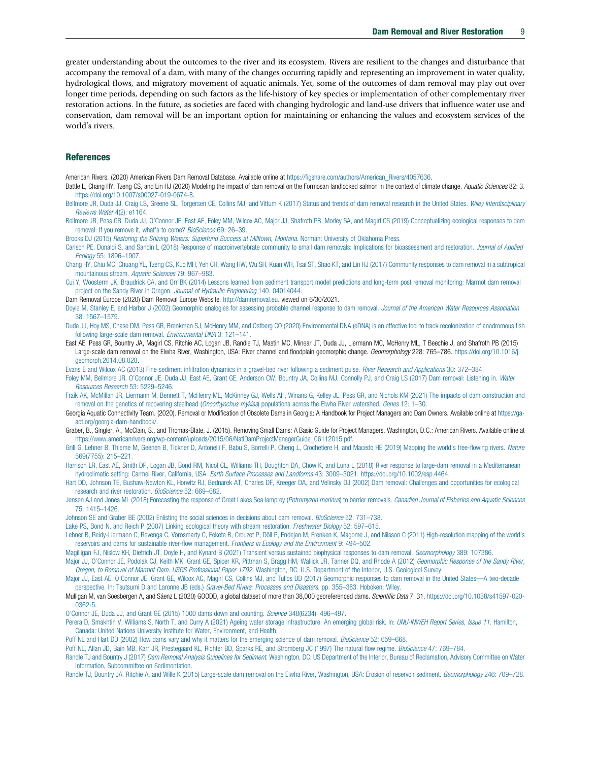greater understanding about the outcomes to the river and its ecosystem. Rivers are resilient to the changes and disturbance that accompany the removal of a dam, with many of the changes occurring rapidly and representing an improvement in water quality, hydrological flows, and migratory movement of aquatic animals. Yet, some of the outcomes of dam removal may play out over longer time periods, depending on such factors as the life-history of key species or implementation of other complementary river restoration actions. In the future, as societies are faced with changing hydrologic and land-use drivers that influence water use and conservation, dam removal will be an important option for maintaining or enhancing the values and ecosystem services of the world's rivers.

## References

American Rivers. (2020) American Rivers Dam Removal Database. Available online at https://figshare.com/authors/American_Rivers/4057636.

Battle L, Chang HY, Tzeng CS, and Lin HJ (2020) Modeling the impact of dam removal on the Formosan landlocked salmon in the context of climate change. *Aquatic Sciences* 82: 3. https://doi.org/10.1007/s00027-019-0674-8.

Bellmore JR, Duda JJ, Craig LS, Greene SL, Torgersen CE, Collins MJ, and Vittum K (2017) Status and trends of dam removal research in the United States. *Wiley Interdisciplinary Reviews Water* 4(2): e1164.

Bellmore JR, Pess GR, Duda JJ, O'Connor JE, East AE, Foley MM, Wilcox AC, Major JJ, Shafroth PB, Morley SA, and Magirl CS (2019) Conceptualizing ecological responses to dam removal: If you remove it, what's to come? *BioScience* 69: 26–39.

Brooks DJ (2015) *Restoring the Shining Waters: Superfund Success at Milltown, Montana*. Norman: University of Oklahoma Press.

Carlson PE, Donaldi S, and Sandin L (2018) Response of macroinvertebrate community to small dam removals: Implications for bioassessment and restoration. *Journal of Applied Ecology* 55: 1896–1907.

Chang HY, Chiu MC, Chuang YL, Tzeng CS, Kuo MH, Yeh CH, Wang HW, Wu SH, Kuan WH, Tsai ST, Shao KT, and Lin HJ (2017) Community responses to dam removal in a subtropical mountainous stream. *Aquatic Sciences* 79: 967–983.

Cui Y, Woosterm JK, Braudrick CA, and Orr BK (2014) Lessons learned from sediment transport model predictions and long-term post removal monitoring: Marmot dam removal project on the Sandy River in Oregon. *Journal of Hydraulic Engineering* 140: 04014044.

Dam Removal Europe (2020) Dam Removal Europe Website. http://damremoval.eu. viewed on 6/30/2021.

Doyle M, Stanley E, and Harbor J (2002) Geomorphic analogies for assessing probable channel response to dam removal. *Journal of the American Water Resources Association* 38: 1567–1579.

Duda JJ, Hoy MS, Chase DM, Pess GR, Brenkman SJ, McHenry MM, and Ostberg CO (2020) Environmental DNA (eDNA) is an effective tool to track recolonization of anadromous fish following large-scale dam removal. *Environmental DNA* 3: 121–141.

East AE, Pess GR, Bountry JA, Magirl CS, Ritchie AC, Logan JB, Randle TJ, Mastin MC, Minear JT, Duda JJ, Liermann MC, McHenry ML, T Beechie J, and Shafroth PB (2015) Large-scale dam removal on the Elwha River, Washington, USA: River channel and floodplain geomorphic change. *Geomorphology* 228: 765–786. https://doi.org/10.1016/j.geomorph.2014.08.028.

Evans E and Wilcox AC (2013) Fine sediment infiltration dynamics in a gravel-bed river following a sediment pulse. *River Research and Applications* 30: 372–384.

Foley MM, Bellmore JR, O'Connor JE, Duda JJ, East AE, Grant GE, Anderson CW, Bountry JA, Collins MJ, Connolly PJ, and Craig LS (2017) Dam removal: Listening in. *Water Resources Research* 53: 5229–5246.

Fraik AK, McMillan JR, Liermann M, Bennett T, McHenry ML, McKinney GJ, Wells AH, Winans G, Kelley JL, Pess GR, and Nichols KM (2021) The impacts of dam construction and removal on the genetics of recovering steelhead (*Oncorhynchus mykiss*) populations across the Elwha River watershed. *Genes* 12: 1–30.

Georgia Aquatic Connectivity Team. (2020). Removal or Modification of Obsolete Dams in Georgia: A Handbook for Project Managers and Dam Owners. Available online at https://ga-act.org/georgia-dam-handbook/.

Graber, B., Singler, A., McClain, S., and Thomas-Blate, J. (2015). Removing Small Dams: A Basic Guide for Project Managers. Washington, D.C.: American Rivers. Available online at https://www.americanrivers.org/wp-content/uploads/2015/06/NatlDamProjectManagerGuide_06112015.pdf.

Grill G, Lehner B, Thieme M, Geenen B, Tickner D, Antonelli F, Babu S, Borrelli P, Cheng L, Crochetiere H, and Macedo HE (2019) Mapping the world's free-flowing rivers. *Nature* 569(7755): 215–221.

Harrison LR, East AE, Smith DP, Logan JB, Bond RM, Nicol CL, Williams TH, Boughton DA, Chow K, and Luna L (2018) River response to large-dam removal in a Mediterranean hydroclimatic setting: Carmel River, California, USA. *Earth Surface Processes and Landforms* 43: 3009–3021. https://doi.org/10.1002/esp.4464.

Hart DD, Johnson TE, Bushaw-Newton KL, Horwitz RJ, Bednarek AT, Charles DF, Kreeger DA, and Velinsky DJ (2002) Dam removal: Challenges and opportunities for ecological research and river restoration. *BioScience* 52: 669–682.

Jensen AJ and Jones ML (2018) Forecasting the response of Great Lakes Sea lamprey (*Petromyzon marinus*) to barrier removals. *Canadian Journal of Fisheries and Aquatic Sciences* 75: 1415–1426.

Johnson SE and Graber BE (2002) Enlisting the social sciences in decisions about dam removal. *BioScience* 52: 731–738.

Lake PS, Bond N, and Reich P (2007) Linking ecological theory with stream restoration. *Freshwater Biology* 52: 597–615.

Lehner B, Reidy-Liermann C, Revenga C, Vörösmarty C, Fekete B, Crouzet P, Döll P, Endejan M, Frenken K, Magome J, and Nilsson C (2011) High-resolution mapping of the world's reservoirs and dams for sustainable river-flow management. *Frontiers in Ecology and the Environment* 9: 494–502.

Magilligan FJ, Nislow KH, Dietrich JT, Doyle H, and Kynard B (2021) Transient versus sustained biophysical responses to dam removal. *Geomorphology* 389: 107386.

Major JJ, O'Connor JE, Podolak CJ, Keith MK, Grant GE, Spicer KR, Pittman S, Bragg HM, Wallick JR, Tanner DQ, and Rhode A (2012) *Geomorphic Response of the Sandy River, Oregon, to Removal of Marmot Dam. USGS Professional Paper 1792*. Washington, DC: U.S. Department of the Interior, U.S. Geological Survey.

Major JJ, East AE, O'Connor JE, Grant GE, Wilcox AC, Magirl CS, Collins MJ, and Tullos DD (2017) Geomorphic responses to dam removal in the United States—A two-decade perspective. In: Tsutsumi D and Laronne JB (eds.) *Gravel-Bed Rivers: Processes and Disasters*, pp. 355–383. Hoboken: Wiley.

Mulligan M, van Soesbergen A, and Sáenz L (2020) GOODD, a global dataset of more than 38,000 georeferenced dams. *Scientific Data* 7: 31. https://doi.org/10.1038/s41597-020-0362-5.

O'Connor JE, Duda JJ, and Grant GE (2015) 1000 dams down and counting. *Science* 348(6234): 496–497.

Perera D, Smakhtin V, Williams S, North T, and Curry A (2021) Ageing water storage infrastructure: An emerging global risk. In: *UNU-INWEH Report Series, Issue 11*. Hamilton, Canada: United Nations University Institute for Water, Environment, and Health.

Poff NL and Hart DD (2002) How dams vary and why it matters for the emerging science of dam removal. *BioScience* 52: 659–668.

Poff NL, Allan JD, Bain MB, Karr JR, Prestegaard KL, Richter BD, Sparks RE, and Stromberg JC (1997) The natural flow regime. *BioScience* 47: 769–784.

Randle TJ and Bountry J (2017) *Dam Removal Analysis Guidelines for Sediment*. Washington, DC: US Department of the Interior, Bureau of Reclamation, Advisory Committee on Water Information, Subcommittee on Sedimentation.

Randle TJ, Bountry JA, Ritchie A, and Wille K (2015) Large-scale dam removal on the Elwha River, Washington, USA: Erosion of reservoir sediment. *Geomorphology* 246: 709–728.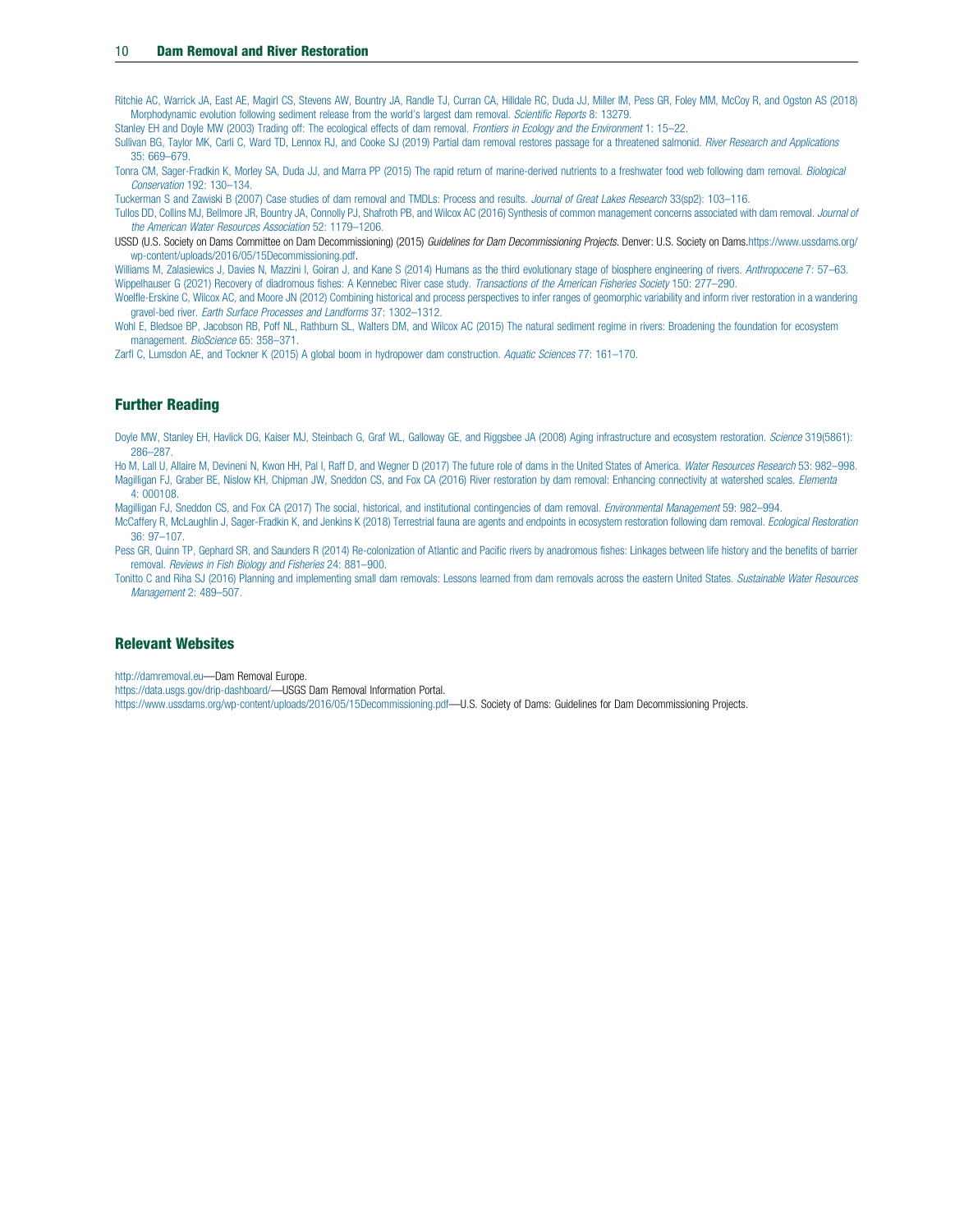Ritchie AC, Warrick JA, East AE, Magirl CS, Stevens AW, Bountry JA, Randle TJ, Curran CA, Hilldale RC, Duda JJ, Miller IM, Pess GR, Foley MM, McCoy R, and Ogston AS (2018) Morphodynamic evolution following sediment release from the world's largest dam removal. *Scientific Reports* 8: 13279.

Stanley EH and Doyle MW (2003) Trading off: The ecological effects of dam removal. *Frontiers in Ecology and the Environment* 1: 15–22.

Sullivan BG, Taylor MK, Carli C, Ward TD, Lennox RJ, and Cooke SJ (2019) Partial dam removal restores passage for a threatened salmonid. *River Research and Applications* 35: 669–679.

Tonra CM, Sager-Fradkin K, Morley SA, Duda JJ, and Marra PP (2015) The rapid return of marine-derived nutrients to a freshwater food web following dam removal. *Biological Conservation* 192: 130–134.

Tuckerman S and Zawiski B (2007) Case studies of dam removal and TMDLs: Process and results. *Journal of Great Lakes Research* 33(sp2): 103–116.

Tullos DD, Collins MJ, Bellmore JR, Bountry JA, Connolly PJ, Shafroth PB, and Wilcox AC (2016) Synthesis of common management concerns associated with dam removal. *Journal of the American Water Resources Association* 52: 1179–1206.

USSD (U.S. Society on Dams Committee on Dam Decommissioning) (2015) *Guidelines for Dam Decommissioning Projects*. Denver: U.S. Society on Dams.https://www.ussdams.org/wp-content/uploads/2016/05/15Decommissioning.pdf.

Williams M, Zalasiewicz J, Davies N, Mazzini I, Goiran J, and Kane S (2014) Humans as the third evolutionary stage of biosphere engineering of rivers. *Anthropocene* 7: 57–63.

Wippelhauser G (2021) Recovery of diadromous fishes: A Kennebec River case study. *Transactions of the American Fisheries Society* 150: 277–290.

Woelfle-Erskine C, Wilcox AC, and Moore JN (2012) Combining historical and process perspectives to infer ranges of geomorphic variability and inform river restoration in a wandering gravel-bed river. *Earth Surface Processes and Landforms* 37: 1302–1312.

Wohl E, Bledsoe BP, Jacobson RB, Poff NL, Rathburn SL, Walters DM, and Wilcox AC (2015) The natural sediment regime in rivers: Broadening the foundation for ecosystem management. *BioScience* 65: 358–371.

Zarfl C, Lumsdon AE, and Tockner K (2015) A global boom in hydropower dam construction. *Aquatic Sciences* 77: 161–170.

## Further Reading

Doyle MW, Stanley EH, Havlick DG, Kaiser MJ, Steinbach G, Graf WL, Galloway GE, and Riggsbee JA (2008) Aging infrastructure and ecosystem restoration. *Science* 319(5861): 286–287.

Ho M, Lall U, Allaire M, Devineni N, Kwon HH, Pal I, Raff D, and Wegner D (2017) The future role of dams in the United States of America. *Water Resources Research* 53: 982–998.

Magilligan FJ, Graber BE, Nislow KH, Chipman JW, Sneddon CS, and Fox CA (2016) River restoration by dam removal: Enhancing connectivity at watershed scales. *Elementa* 4: 000108.

Magilligan FJ, Sneddon CS, and Fox CA (2017) The social, historical, and institutional contingencies of dam removal. *Environmental Management* 59: 982–994.

McCaffery R, McLaughlin J, Sager-Fradkin K, and Jenkins K (2018) Terrestrial fauna are agents and endpoints in ecosystem restoration following dam removal. *Ecological Restoration* 36: 97–107.

Pess GR, Quinn TP, Gephard SR, and Saunders R (2014) Re-colonization of Atlantic and Pacific rivers by anadromous fishes: Linkages between life history and the benefits of barrier removal. *Reviews in Fish Biology and Fisheries* 24: 881–900.

Tonitto C and Riha SJ (2016) Planning and implementing small dam removals: Lessons learned from dam removals across the eastern United States. *Sustainable Water Resources Management* 2: 489–507.

## Relevant Websites

http://damremoval.eu—Dam Removal Europe.

https://data.usgs.gov/drip-dashboard/—USGS Dam Removal Information Portal.

https://www.ussdams.org/wp-content/uploads/2016/05/15Decommissioning.pdf—U.S. Society of Dams: Guidelines for Dam Decommissioning Projects.